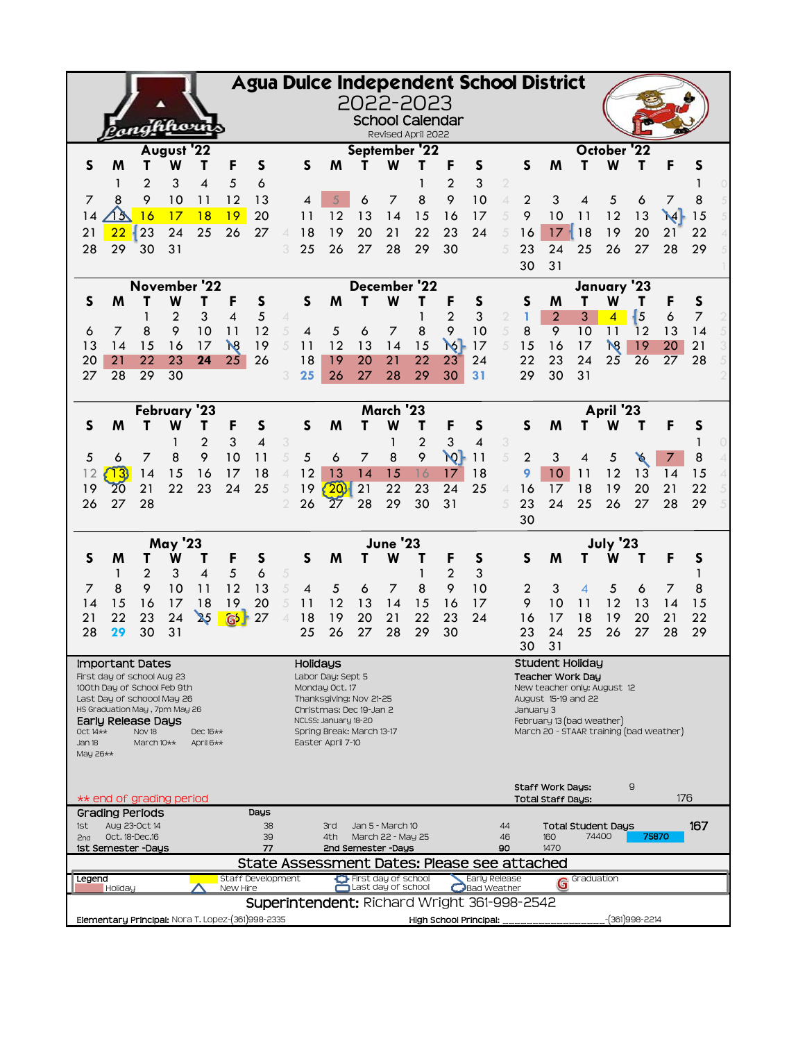# Agua Dulce Independent School District

## 2022-2023

### School Calendar

Revised April 2022

**August '22**

| S | M | T | W | T | F | S |
|---|---|---|---|---|---|---|
| | 1 | 2 | 3 | 4 | 5 | 6 |
| 7 | 8 | 9 | 10 | 11 | 12 | 13 |
| 14 | 15 | 16 | 17 | 18 | 19 | 20 |
| 21 | 22 | 23 | 24 | 25 | 26 | 27 |
| 28 | 29 | 30 | 31 | | | |

**September '22**

| S | M | T | W | T | F | S |
|---|---|---|---|---|---|---|
| | | | | 1 | 2 | 3 |
| 4 | 5 | 6 | 7 | 8 | 9 | 10 |
| 11 | 12 | 13 | 14 | 15 | 16 | 17 |
| 18 | 19 | 20 | 21 | 22 | 23 | 24 |
| 25 | 26 | 27 | 28 | 29 | 30 | |

**October '22**

| S | M | T | W | T | F | S |
|---|---|---|---|---|---|---|
| | | | | | | 1 |
| 2 | 3 | 4 | 5 | 6 | 7 | 8 |
| 9 | 10 | 11 | 12 | 13 | 14 | 15 |
| 16 | 17 | 18 | 19 | 20 | 21 | 22 |
| 23 | 24 | 25 | 26 | 27 | 28 | 29 |
| 30 | 31 | | | | | |

**November '22**

| S | M | T | W | T | F | S |
|---|---|---|---|---|---|---|
| | | 1 | 2 | 3 | 4 | 5 |
| 6 | 7 | 8 | 9 | 10 | 11 | 12 |
| 13 | 14 | 15 | 16 | 17 | 18 | 19 |
| 20 | 21 | 22 | 23 | 24 | 25 | 26 |
| 27 | 28 | 29 | 30 | | | |

**December '22**

| S | M | T | W | T | F | S |
|---|---|---|---|---|---|---|
| | | | | 1 | 2 | 3 |
| 4 | 5 | 6 | 7 | 8 | 9 | 10 |
| 11 | 12 | 13 | 14 | 15 | 16 | 17 |
| 18 | 19 | 20 | 21 | 22 | 23 | 24 |
| 25 | 26 | 27 | 28 | 29 | 30 | 31 |

**January '23**

| S | M | T | W | T | F | S |
|---|---|---|---|---|---|---|
| 1 | 2 | 3 | 4 | 5 | 6 | 7 |
| 8 | 9 | 10 | 11 | 12 | 13 | 14 |
| 15 | 16 | 17 | 18 | 19 | 20 | 21 |
| 22 | 23 | 24 | 25 | 26 | 27 | 28 |
| 29 | 30 | 31 | | | | |

**February '23**

| S | M | T | W | T | F | S |
|---|---|---|---|---|---|---|
| | | | 1 | 2 | 3 | 4 |
| 5 | 6 | 7 | 8 | 9 | 10 | 11 |
| 12 | 13 | 14 | 15 | 16 | 17 | 18 |
| 19 | 20 | 21 | 22 | 23 | 24 | 25 |
| 26 | 27 | 28 | | | | |

**March '23**

| S | M | T | W | T | F | S |
|---|---|---|---|---|---|---|
| | | | 1 | 2 | 3 | 4 |
| 5 | 6 | 7 | 8 | 9 | 10 | 11 |
| 12 | 13 | 14 | 15 | 16 | 17 | 18 |
| 19 | 20 | 21 | 22 | 23 | 24 | 25 |
| 26 | 27 | 28 | 29 | 30 | 31 | |

**April '23**

| S | M | T | W | T | F | S |
|---|---|---|---|---|---|---|
| | | | | | | 1 |
| 2 | 3 | 4 | 5 | 6 | 7 | 8 |
| 9 | 10 | 11 | 12 | 13 | 14 | 15 |
| 16 | 17 | 18 | 19 | 20 | 21 | 22 |
| 23 | 24 | 25 | 26 | 27 | 28 | 29 |
| 30 | | | | | | |

**May '23**

| S | M | T | W | T | F | S |
|---|---|---|---|---|---|---|
| | 1 | 2 | 3 | 4 | 5 | 6 |
| 7 | 8 | 9 | 10 | 11 | 12 | 13 |
| 14 | 15 | 16 | 17 | 18 | 19 | 20 |
| 21 | 22 | 23 | 24 | 25 | 26 | 27 |
| 28 | 29 | 30 | 31 | | | |

**June '23**

| S | M | T | W | T | F | S |
|---|---|---|---|---|---|---|
| | | | | 1 | 2 | 3 |
| 4 | 5 | 6 | 7 | 8 | 9 | 10 |
| 11 | 12 | 13 | 14 | 15 | 16 | 17 |
| 18 | 19 | 20 | 21 | 22 | 23 | 24 |
| 25 | 26 | 27 | 28 | 29 | 30 | |

**July '23**

| S | M | T | W | T | F | S |
|---|---|---|---|---|---|---|
| | | | | | | 1 |
| 2 | 3 | 4 | 5 | 6 | 7 | 8 |
| 9 | 10 | 11 | 12 | 13 | 14 | 15 |
| 16 | 17 | 18 | 19 | 20 | 21 | 22 |
| 23 | 24 | 25 | 26 | 27 | 28 | 29 |
| 30 | 31 | | | | | |

**Important Dates**

First day of school Aug 23
100th Day of School Feb 9th
Last Day of schoool May 26
HS Graduation May , 7pm May 26

**Early Release Days**

Oct 14** Nov 18 Dec 16**
Jan 18 March 10** April 6**
May 26**

** end of grading period

**Holidays**

Labor Day: Sept 5
Monday Oct. 17
Thanksgiving: Nov 21-25
Christmas: Dec 19-Jan 2
NCLSS: January 18-20
Spring Break: March 13-17
Easter April 7-10

**Student Holiday**

**Teacher Work Day**

New teacher only: August 12
August 15-19 and 22
January 3
February 13 (bad weather)
March 20 - STAAR training (bad weather)

**Staff Work Days:** 9
**Total Staff Days:** 176

| Grading Periods | | Days | | | Days | |
|---|---|---|---|---|---|---|
| 1st | Aug 23-Oct 14 | 38 | 3rd | Jan 5 - March 10 | 44 | **Total Student Days** 167 |
| 2nd | Oct. 18-Dec.16 | 39 | 4th | March 22 - May 25 | 46 | 160 74400 75870 |
| 1st Semester -Days | | 77 | 2nd Semester -Days | | 90 | 1470 |

## State Assessment Dates: Please see attached

**Legend**: Holiday | Staff Development | New Hire | First day of school | Last day of school | Early Release | Bad Weather | Graduation

**Superintendent:** Richard Wright 361-998-2542

**Elementary Principal:** Nora T. Lopez-(361)998-2335

**High School Principal:** ________________-(361)998-2214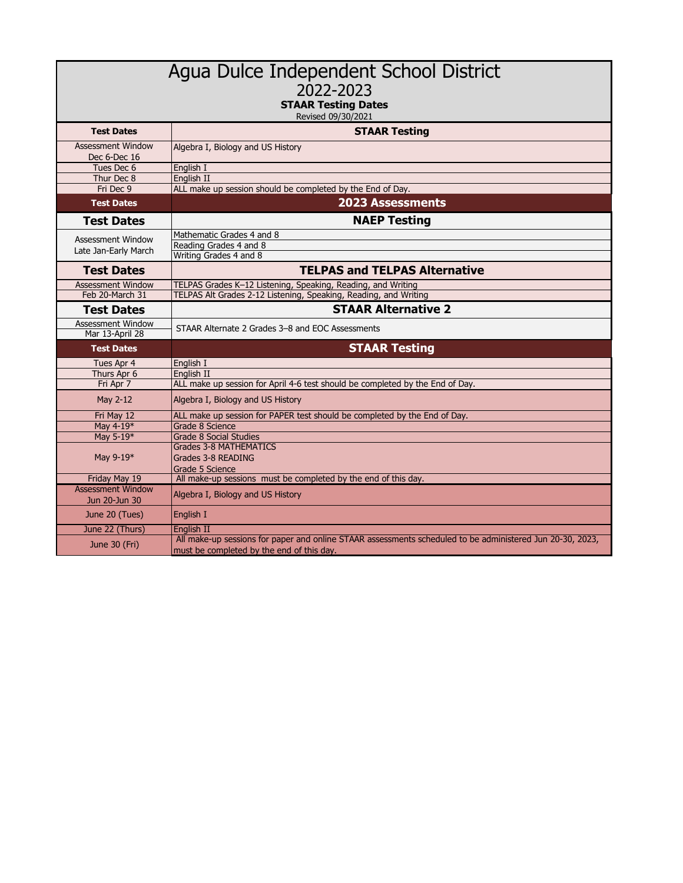# Agua Dulce Independent School District

## 2022-2023

**STAAR Testing Dates**

Revised 09/30/2021

| Test Dates | STAAR Testing |
|---|---|
| Assessment Window Dec 6-Dec 16 | Algebra I, Biology and US History |
| Tues Dec 6 | English I |
| Thur Dec 8 | English II |
| Fri Dec 9 | ALL make up session should be completed by the End of Day. |
| **Test Dates** | **2023 Assessments** |
| **Test Dates** | **NAEP Testing** |
| Assessment Window Late Jan-Early March | Mathematic Grades 4 and 8 |
| | Reading Grades 4 and 8 |
| | Writing Grades 4 and 8 |
| **Test Dates** | **TELPAS and TELPAS Alternative** |
| Assessment Window | TELPAS Grades K–12 Listening, Speaking, Reading, and Writing |
| Feb 20-March 31 | TELPAS Alt Grades 2-12 Listening, Speaking, Reading, and Writing |
| **Test Dates** | **STAAR Alternative 2** |
| Assessment Window Mar 13-April 28 | STAAR Alternate 2 Grades 3–8 and EOC Assessments |
| **Test Dates** | **STAAR Testing** |
| Tues Apr 4 | English I |
| Thurs Apr 6 | English II |
| Fri Apr 7 | ALL make up session for April 4-6 test should be completed by the End of Day. |
| May 2-12 | Algebra I, Biology and US History |
| Fri May 12 | ALL make up session for PAPER test should be completed by the End of Day. |
| May 4-19* | Grade 8 Science |
| May 5-19* | Grade 8 Social Studies |
| May 9-19* | Grades 3-8 MATHEMATICS<br>Grades 3-8 READING<br>Grade 5 Science |
| Friday May 19 | All make-up sessions must be completed by the end of this day. |
| Assessment Window Jun 20-Jun 30 | Algebra I, Biology and US History |
| June 20 (Tues) | English I |
| June 22 (Thurs) | English II |
| June 30 (Fri) | All make-up sessions for paper and online STAAR assessments scheduled to be administered Jun 20-30, 2023, must be completed by the end of this day. |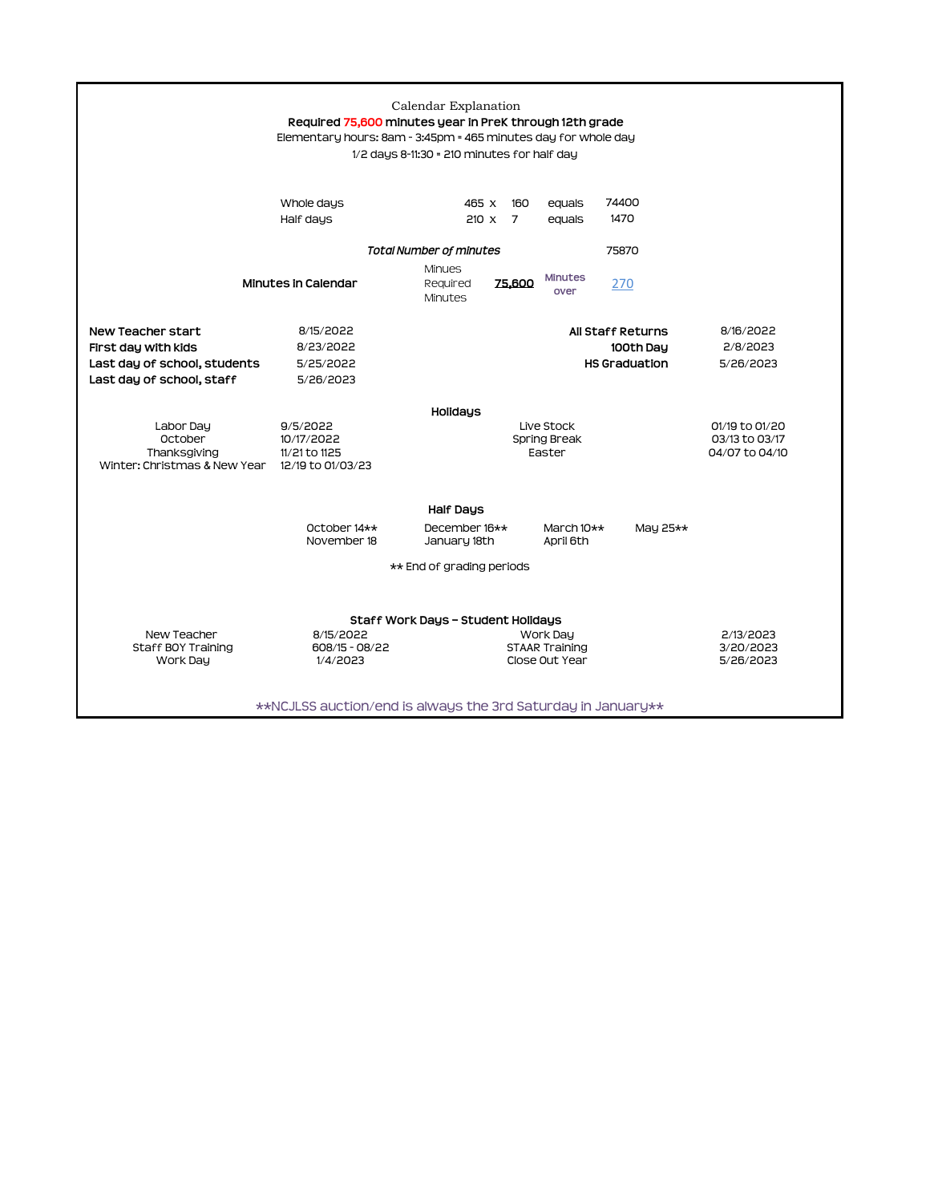# Calendar Explanation

**Required 75,600 minutes year in PreK through 12th grade**

Elementary hours: 8am - 3:45pm = 465 minutes day for whole day

1/2 days 8-11:30 = 210 minutes for half day

| | | | | |
|---|---|---|---|---|
| Whole days | 465 x | 160 | equals | 74400 |
| Half days | 210 x | 7 | equals | 1470 |
| | *Total Number of minutes* | | | 75870 |

**Minutes in Calendar** — Minues Required Minutes **75,600** — **Minutes over** 270

| | | | |
|---|---|---|---|
| **New Teacher start** | 8/15/2022 | **All Staff Returns** | 8/16/2022 |
| **First day with kids** | 8/23/2022 | **100th Day** | 2/8/2023 |
| **Last day of school, students** | 5/25/2022 | **HS Graduation** | 5/26/2023 |
| **Last day of school, staff** | 5/26/2023 | | |

## Holidays

| | | | |
|---|---|---|---|
| Labor Day | 9/5/2022 | Live Stock | 01/19 to 01/20 |
| October | 10/17/2022 | Spring Break | 03/13 to 03/17 |
| Thanksgiving | 11/21 to 1125 | Easter | 04/07 to 04/10 |
| Winter: Christmas & New Year | 12/19 to 01/03/23 | | |

## Half Days

| | | | |
|---|---|---|---|
| October 14** | December 16** | March 10** | May 25** |
| November 18 | January 18th | April 6th | |

** End of grading periods

## Staff Work Days – Student Holidays

| | | | |
|---|---|---|---|
| New Teacher | 8/15/2022 | Work Day | 2/13/2023 |
| Staff BOY Training | 608/15 - 08/22 | STAAR Training | 3/20/2023 |
| Work Day | 1/4/2023 | Close Out Year | 5/26/2023 |

**NCJLSS auction/end is always the 3rd Saturday in January**